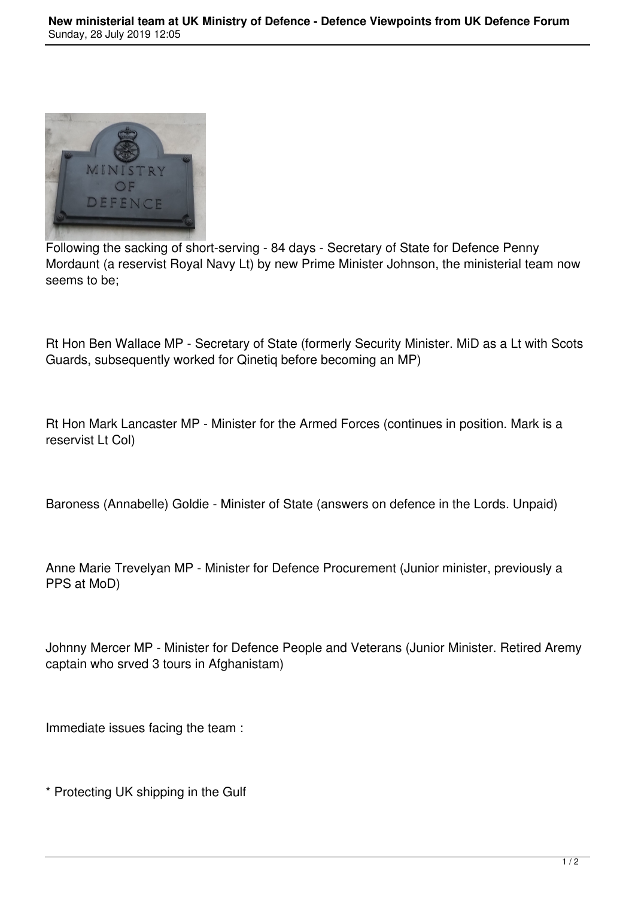Following the sacking of short-serving - 84 days - Secretary of State for Defence Penny Mordaunt (a reservist Royal Navy Lt) by new Prime Minister Johnson, the ministerial team now seems to be;

Rt Hon Ben Wallace MP - Secretary of State (formerly Security Minister. MiD as a Lt with Scots Guards, subsequently worked for Qinetiq before becoming an MP)

Rt Hon Mark Lancaster MP - Minister for the Armed Forces (continues in position. Mark is a reservist Lt Col)

Baroness (Annabelle) Goldie - Minister of State (answers on defence in the Lords. Unpaid)

Anne Marie Trevelyan MP - Minister for Defence Procurement (Junior minister, previously a PPS at MoD)

Johnny Mercer MP - Minister for Defence People and Veterans (Junior Minister. Retired Aremy captain who srved 3 tours in Afghanistam)

Immediate issues facing the team :

* Protecting UK shipping in the Gulf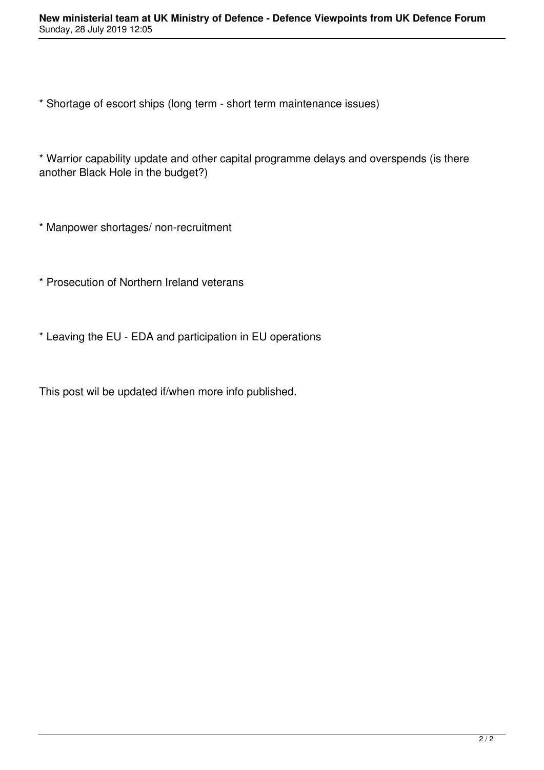* Shortage of escort ships (long term - short term maintenance issues)

* Warrior capability update and other capital programme delays and overspends (is there another Black Hole in the budget?)

* Manpower shortages/ non-recruitment

* Prosecution of Northern Ireland veterans

* Leaving the EU - EDA and participation in EU operations

This post wil be updated if/when more info published.